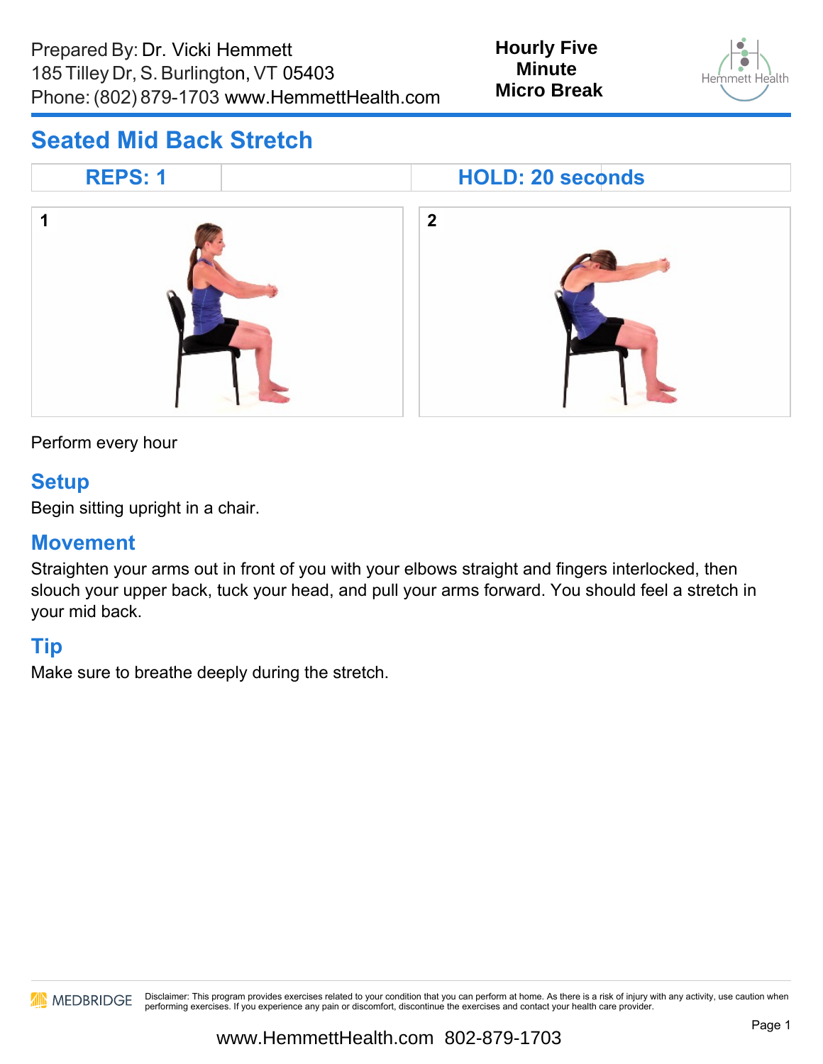Prepared By: Dr. Vicki Hemmett
185 Tilley Dr, S. Burlington, VT 05403
Phone: (802) 879-1703 www.HemmettHealth.com

**Hourly Five Minute Micro Break**

## Seated Mid Back Stretch

| REPS: 1 | | HOLD: 20 seconds |
|---|---|---|

1

2

Perform every hour

### Setup

Begin sitting upright in a chair.

### Movement

Straighten your arms out in front of you with your elbows straight and fingers interlocked, then slouch your upper back, tuck your head, and pull your arms forward. You should feel a stretch in your mid back.

### Tip

Make sure to breathe deeply during the stretch.

Disclaimer: This program provides exercises related to your condition that you can perform at home. As there is a risk of injury with any activity, use caution when performing exercises. If you experience any pain or discomfort, discontinue the exercises and contact your health care provider.

www.HemmettHealth.com 802-879-1703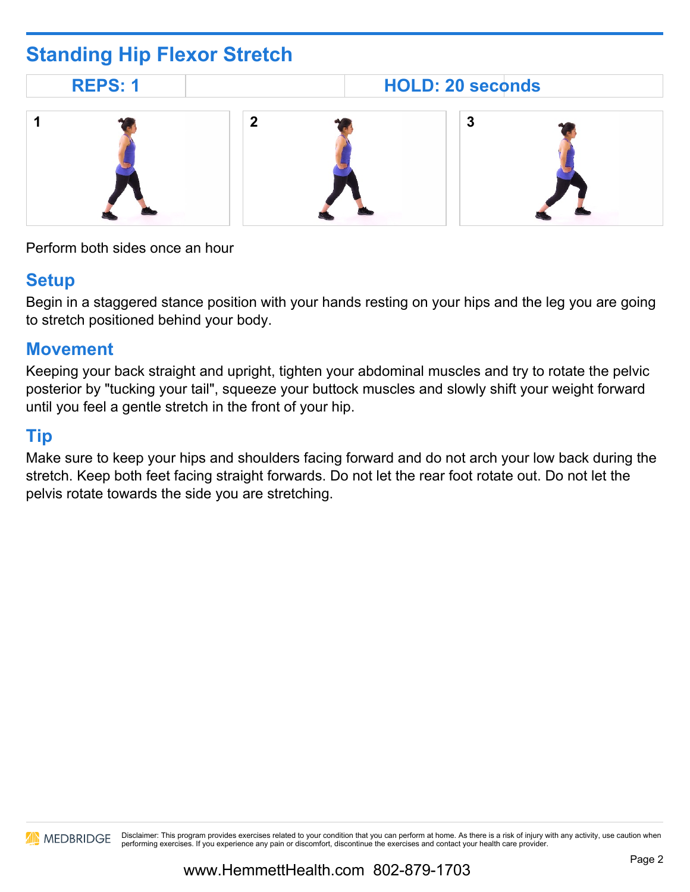## Standing Hip Flexor Stretch

| REPS: 1 | | HOLD: 20 seconds |
|---|---|---|

1 2 3

Perform both sides once an hour

### Setup

Begin in a staggered stance position with your hands resting on your hips and the leg you are going to stretch positioned behind your body.

### Movement

Keeping your back straight and upright, tighten your abdominal muscles and try to rotate the pelvic posterior by "tucking your tail", squeeze your buttock muscles and slowly shift your weight forward until you feel a gentle stretch in the front of your hip.

### Tip

Make sure to keep your hips and shoulders facing forward and do not arch your low back during the stretch. Keep both feet facing straight forwards. Do not let the rear foot rotate out. Do not let the pelvis rotate towards the side you are stretching.

MEDBRIDGE Disclaimer: This program provides exercises related to your condition that you can perform at home. As there is a risk of injury with any activity, use caution when performing exercises. If you experience any pain or discomfort, discontinue the exercises and contact your health care provider.

www.HemmettHealth.com 802-879-1703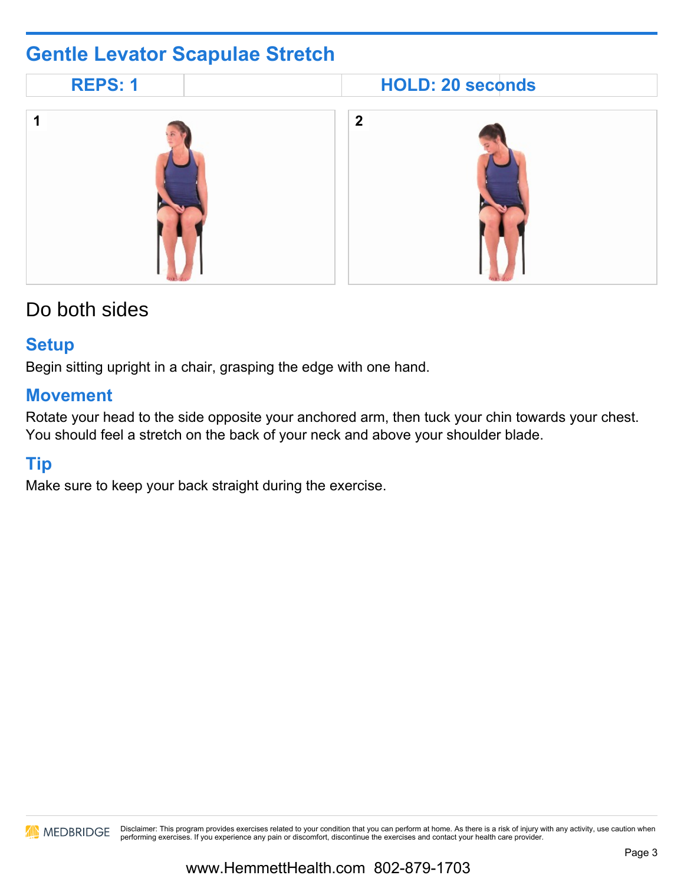## Gentle Levator Scapulae Stretch

| REPS: 1 | | HOLD: 20 seconds |
|---|---|---|

Do both sides

### Setup

Begin sitting upright in a chair, grasping the edge with one hand.

### Movement

Rotate your head to the side opposite your anchored arm, then tuck your chin towards your chest. You should feel a stretch on the back of your neck and above your shoulder blade.

### Tip

Make sure to keep your back straight during the exercise.

MEDBRIDGE Disclaimer: This program provides exercises related to your condition that you can perform at home. As there is a risk of injury with any activity, use caution when performing exercises. If you experience any pain or discomfort, discontinue the exercises and contact your health care provider.

www.HemmettHealth.com 802-879-1703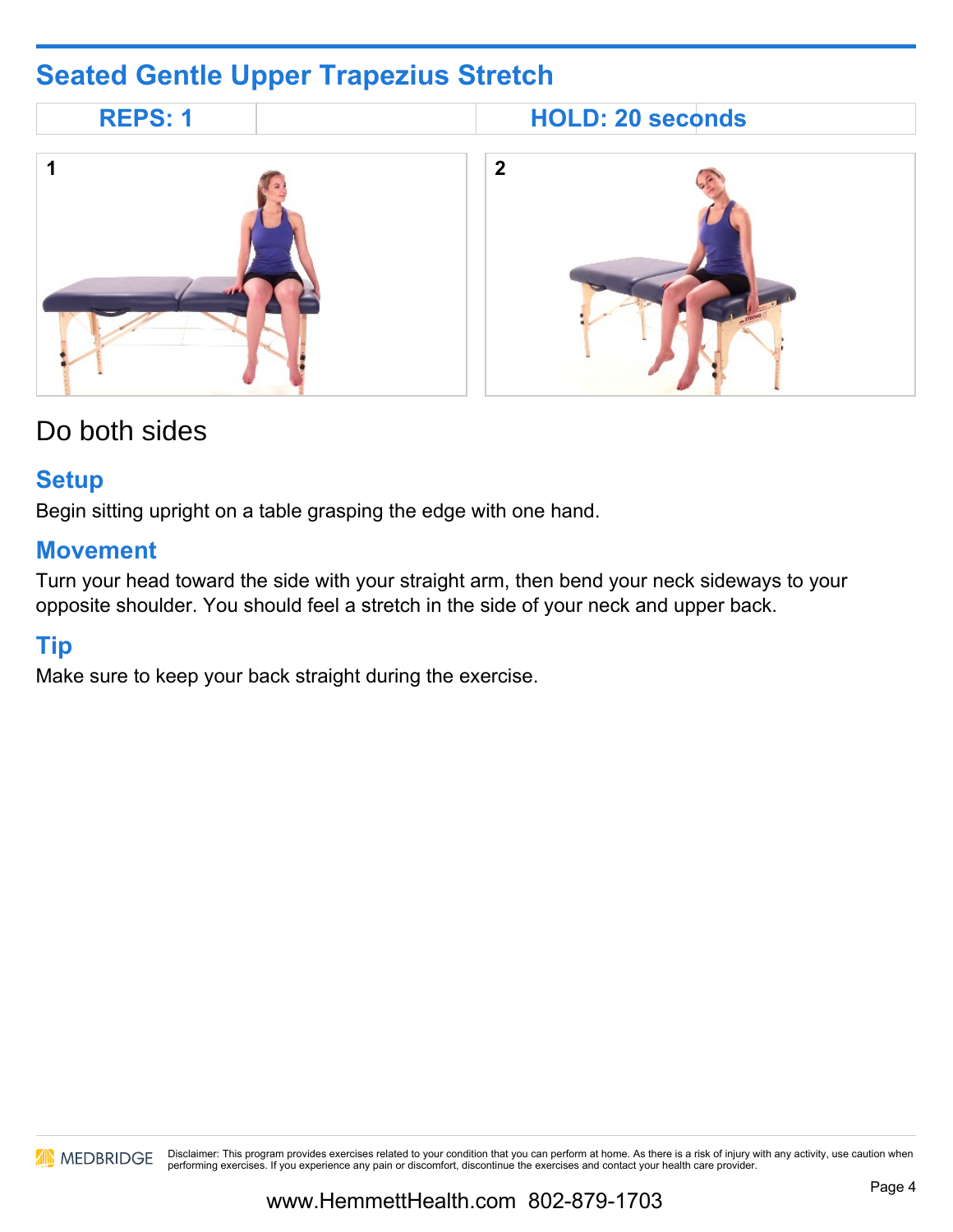## Seated Gentle Upper Trapezius Stretch

| REPS: 1 | | HOLD: 20 seconds | |
|---|---|---|---|

1

2

Do both sides

### Setup

Begin sitting upright on a table grasping the edge with one hand.

### Movement

Turn your head toward the side with your straight arm, then bend your neck sideways to your opposite shoulder. You should feel a stretch in the side of your neck and upper back.

### Tip

Make sure to keep your back straight during the exercise.

MEDBRIDGE Disclaimer: This program provides exercises related to your condition that you can perform at home. As there is a risk of injury with any activity, use caution when performing exercises. If you experience any pain or discomfort, discontinue the exercises and contact your health care provider.

www.HemmettHealth.com 802-879-1703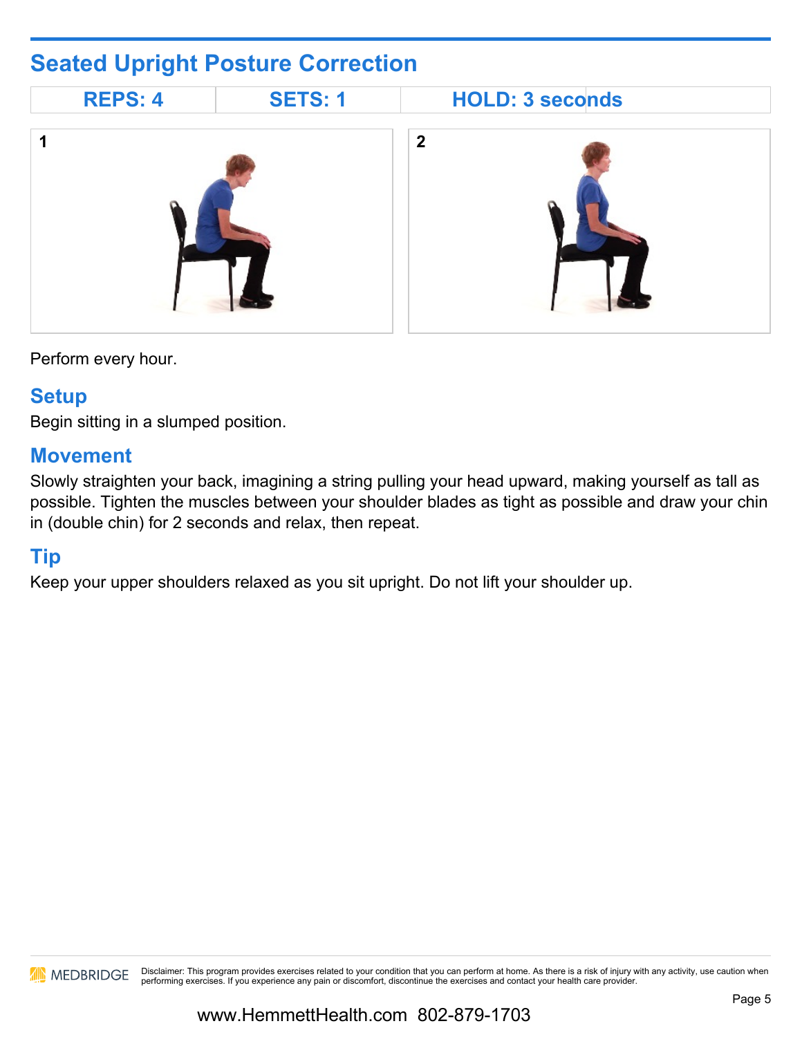## Seated Upright Posture Correction

| REPS: 4 | SETS: 1 | HOLD: 3 seconds |
|---|---|---|

1

2

Perform every hour.

### Setup

Begin sitting in a slumped position.

### Movement

Slowly straighten your back, imagining a string pulling your head upward, making yourself as tall as possible. Tighten the muscles between your shoulder blades as tight as possible and draw your chin in (double chin) for 2 seconds and relax, then repeat.

### Tip

Keep your upper shoulders relaxed as you sit upright. Do not lift your shoulder up.

MEDBRIDGE Disclaimer: This program provides exercises related to your condition that you can perform at home. As there is a risk of injury with any activity, use caution when performing exercises. If you experience any pain or discomfort, discontinue the exercises and contact your health care provider.

www.HemmettHealth.com 802-879-1703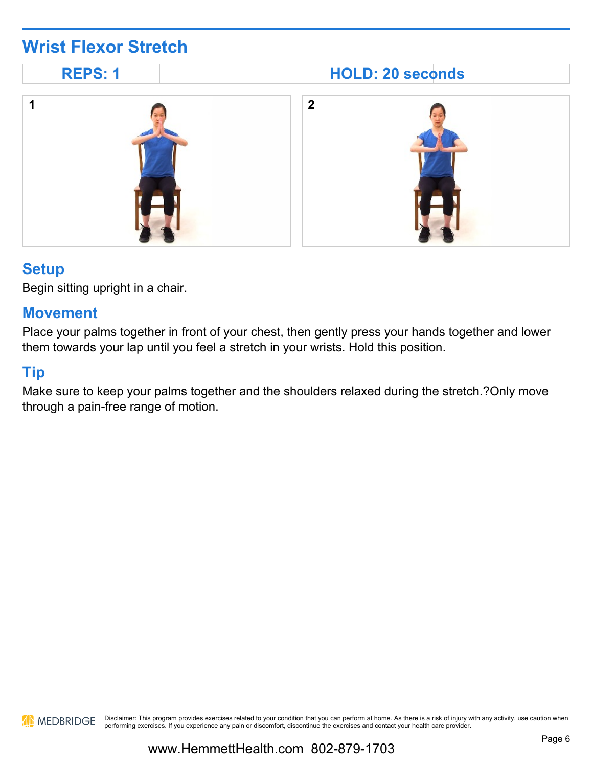## Wrist Flexor Stretch

| REPS: 1 | | HOLD: 20 seconds |
|---|---|---|

1

2

### Setup

Begin sitting upright in a chair.

### Movement

Place your palms together in front of your chest, then gently press your hands together and lower them towards your lap until you feel a stretch in your wrists. Hold this position.

### Tip

Make sure to keep your palms together and the shoulders relaxed during the stretch.?Only move through a pain-free range of motion.

MEDBRIDGE Disclaimer: This program provides exercises related to your condition that you can perform at home. As there is a risk of injury with any activity, use caution when performing exercises. If you experience any pain or discomfort, discontinue the exercises and contact your health care provider.

www.HemmettHealth.com 802-879-1703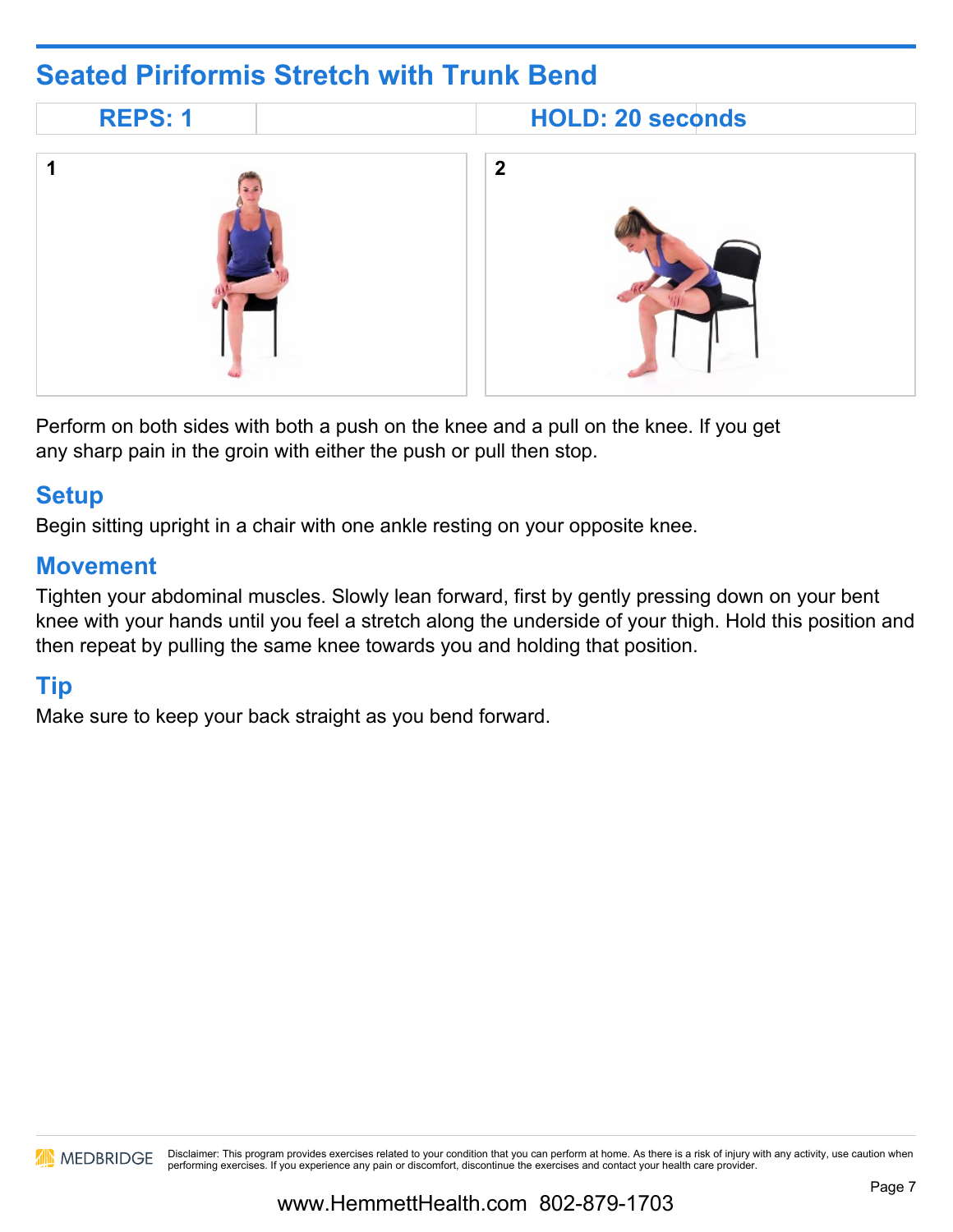## Seated Piriformis Stretch with Trunk Bend

| REPS: 1 | | HOLD: 20 seconds |
| --- | --- | --- |

1

2

Perform on both sides with both a push on the knee and a pull on the knee. If you get any sharp pain in the groin with either the push or pull then stop.

### Setup

Begin sitting upright in a chair with one ankle resting on your opposite knee.

### Movement

Tighten your abdominal muscles. Slowly lean forward, first by gently pressing down on your bent knee with your hands until you feel a stretch along the underside of your thigh. Hold this position and then repeat by pulling the same knee towards you and holding that position.

### Tip

Make sure to keep your back straight as you bend forward.

MEDBRIDGE Disclaimer: This program provides exercises related to your condition that you can perform at home. As there is a risk of injury with any activity, use caution when performing exercises. If you experience any pain or discomfort, discontinue the exercises and contact your health care provider.

www.HemmettHealth.com 802-879-1703